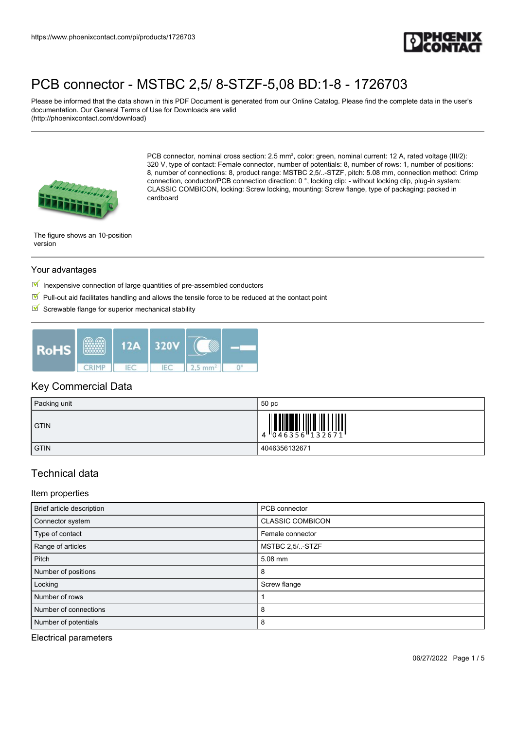# PCB connector - MSTBC 2,5/ 8-STZF-5,08 BD:1-8 - 1726703

Please be informed that the data shown in this PDF Document is generated from our Online Catalog. Please find the complete data in the user's documentation. Our General Terms of Use for Downloads are valid (http://phoenixcontact.com/download)

PCB connector, nominal cross section: 2.5 mm², color: green, nominal current: 12 A, rated voltage (III/2): 320 V, type of contact: Female connector, number of potentials: 8, number of rows: 1, number of positions: 8, number of connections: 8, product range: MSTBC 2,5/..-STZF, pitch: 5.08 mm, connection method: Crimp connection, conductor/PCB connection direction: 0 °, locking clip: - without locking clip, plug-in system: CLASSIC COMBICON, locking: Screw locking, mounting: Screw flange, type of packaging: packed in cardboard

The figure shows an 10-position version

## Your advantages

- Inexpensive connection of large quantities of pre-assembled conductors
- Pull-out aid facilitates handling and allows the tensile force to be reduced at the contact point
- Screwable flange for superior mechanical stability

RoHS | CRIMP | 12A IEC | 320V IEC | 2,5 mm² | 0°

## Key Commercial Data

| Packing unit | 50 pc |
|---|---|
| GTIN | 4 046356 132671 |
| GTIN | 4046356132671 |

## Technical data

### Item properties

| Brief article description | PCB connector |
|---|---|
| Connector system | CLASSIC COMBICON |
| Type of contact | Female connector |
| Range of articles | MSTBC 2,5/..-STZF |
| Pitch | 5.08 mm |
| Number of positions | 8 |
| Locking | Screw flange |
| Number of rows | 1 |
| Number of connections | 8 |
| Number of potentials | 8 |

### Electrical parameters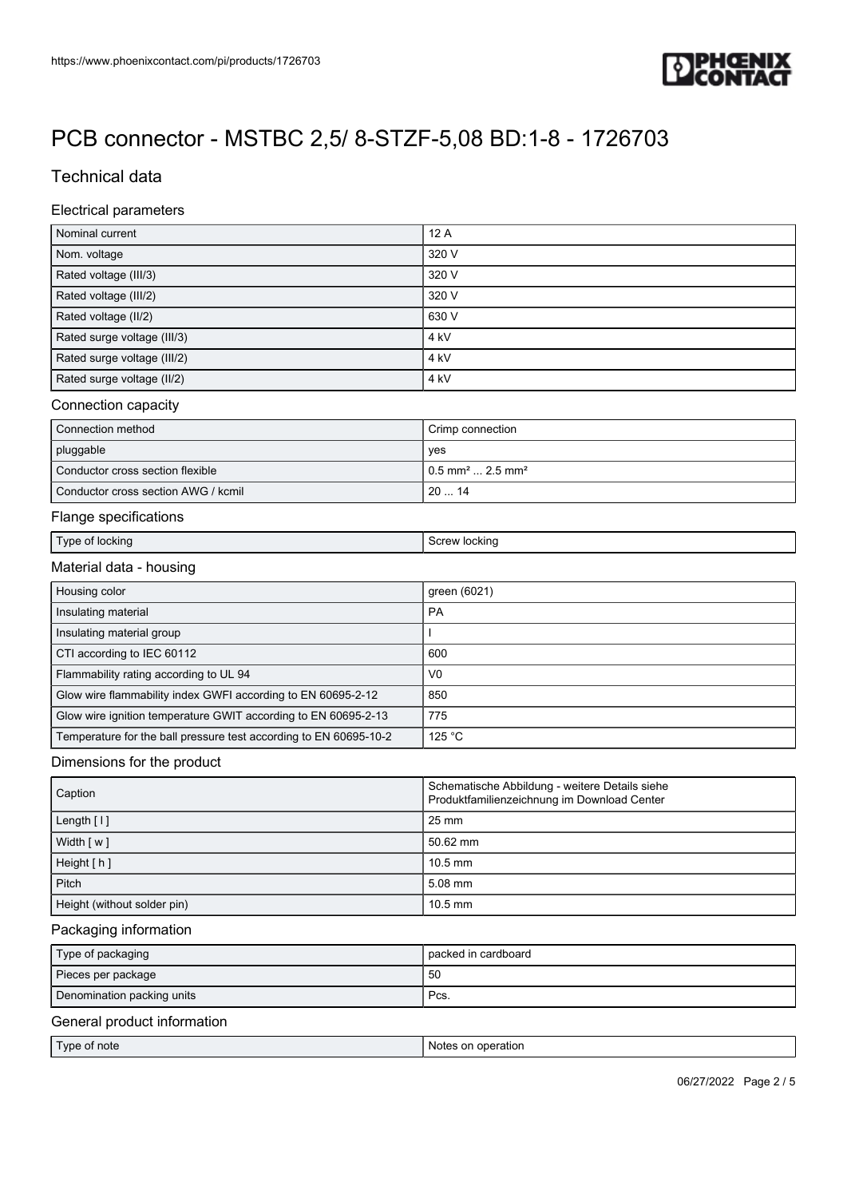# PCB connector - MSTBC 2,5/ 8-STZF-5,08 BD:1-8 - 1726703

## Technical data

### Electrical parameters

| | |
|---|---|
| Nominal current | 12 A |
| Nom. voltage | 320 V |
| Rated voltage (III/3) | 320 V |
| Rated voltage (III/2) | 320 V |
| Rated voltage (II/2) | 630 V |
| Rated surge voltage (III/3) | 4 kV |
| Rated surge voltage (III/2) | 4 kV |
| Rated surge voltage (II/2) | 4 kV |

### Connection capacity

| | |
|---|---|
| Connection method | Crimp connection |
| pluggable | yes |
| Conductor cross section flexible | 0.5 mm² ... 2.5 mm² |
| Conductor cross section AWG / kcmil | 20 ... 14 |

### Flange specifications

| | |
|---|---|
| Type of locking | Screw locking |

### Material data - housing

| | |
|---|---|
| Housing color | green (6021) |
| Insulating material | PA |
| Insulating material group | I |
| CTI according to IEC 60112 | 600 |
| Flammability rating according to UL 94 | V0 |
| Glow wire flammability index GWFI according to EN 60695-2-12 | 850 |
| Glow wire ignition temperature GWIT according to EN 60695-2-13 | 775 |
| Temperature for the ball pressure test according to EN 60695-10-2 | 125 °C |

### Dimensions for the product

| | |
|---|---|
| Caption | Schematische Abbildung - weitere Details siehe Produktfamilienzeichnung im Download Center |
| Length [ l ] | 25 mm |
| Width [ w ] | 50.62 mm |
| Height [ h ] | 10.5 mm |
| Pitch | 5.08 mm |
| Height (without solder pin) | 10.5 mm |

### Packaging information

| | |
|---|---|
| Type of packaging | packed in cardboard |
| Pieces per package | 50 |
| Denomination packing units | Pcs. |

### General product information

| | |
|---|---|
| Type of note | Notes on operation |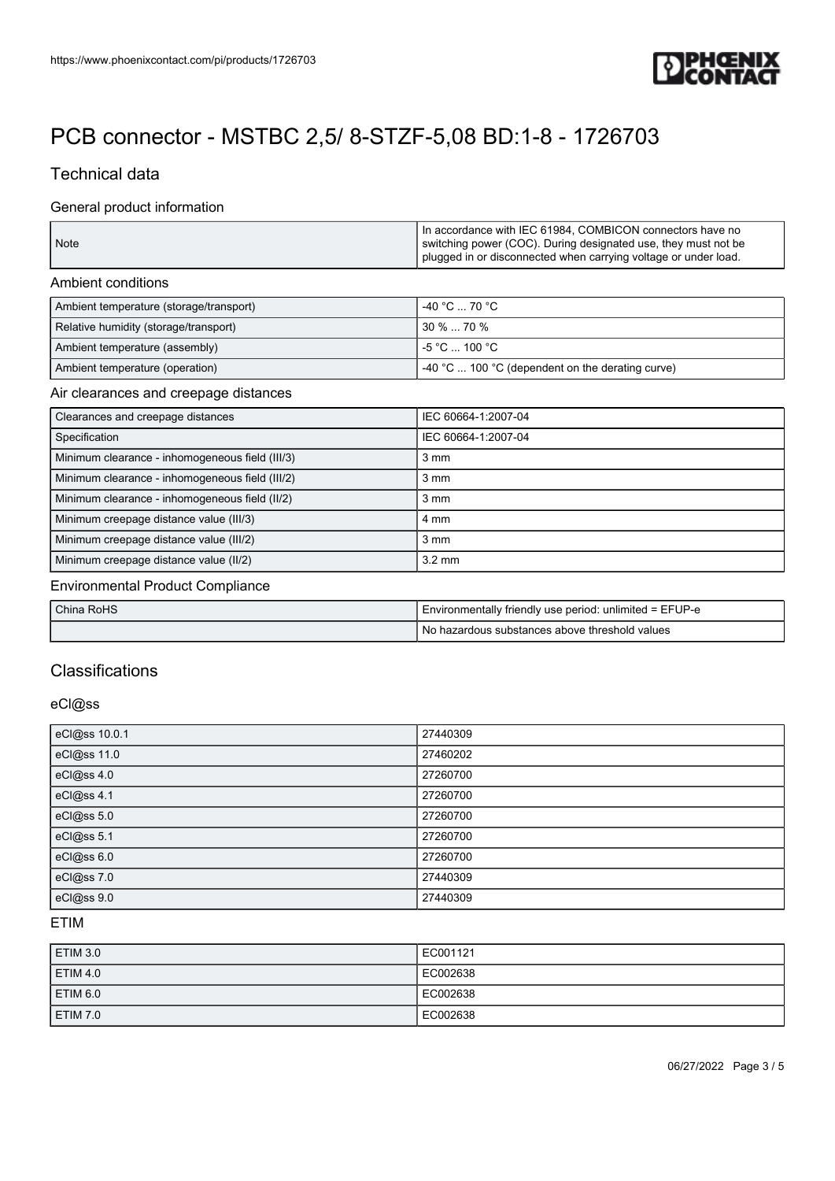# PCB connector - MSTBC 2,5/ 8-STZF-5,08 BD:1-8 - 1726703

## Technical data

### General product information

| | |
|---|---|
| Note | In accordance with IEC 61984, COMBICON connectors have no switching power (COC). During designated use, they must not be plugged in or disconnected when carrying voltage or under load. |

### Ambient conditions

| | |
|---|---|
| Ambient temperature (storage/transport) | -40 °C ... 70 °C |
| Relative humidity (storage/transport) | 30 % ... 70 % |
| Ambient temperature (assembly) | -5 °C ... 100 °C |
| Ambient temperature (operation) | -40 °C ... 100 °C (dependent on the derating curve) |

### Air clearances and creepage distances

| | |
|---|---|
| Clearances and creepage distances | IEC 60664-1:2007-04 |
| Specification | IEC 60664-1:2007-04 |
| Minimum clearance - inhomogeneous field (III/3) | 3 mm |
| Minimum clearance - inhomogeneous field (III/2) | 3 mm |
| Minimum clearance - inhomogeneous field (II/2) | 3 mm |
| Minimum creepage distance value (III/3) | 4 mm |
| Minimum creepage distance value (III/2) | 3 mm |
| Minimum creepage distance value (II/2) | 3.2 mm |

### Environmental Product Compliance

| | |
|---|---|
| China RoHS | Environmentally friendly use period: unlimited = EFUP-e |
| | No hazardous substances above threshold values |

## Classifications

### eCl@ss

| | |
|---|---|
| eCl@ss 10.0.1 | 27440309 |
| eCl@ss 11.0 | 27460202 |
| eCl@ss 4.0 | 27260700 |
| eCl@ss 4.1 | 27260700 |
| eCl@ss 5.0 | 27260700 |
| eCl@ss 5.1 | 27260700 |
| eCl@ss 6.0 | 27260700 |
| eCl@ss 7.0 | 27440309 |
| eCl@ss 9.0 | 27440309 |

### ETIM

| | |
|---|---|
| ETIM 3.0 | EC001121 |
| ETIM 4.0 | EC002638 |
| ETIM 6.0 | EC002638 |
| ETIM 7.0 | EC002638 |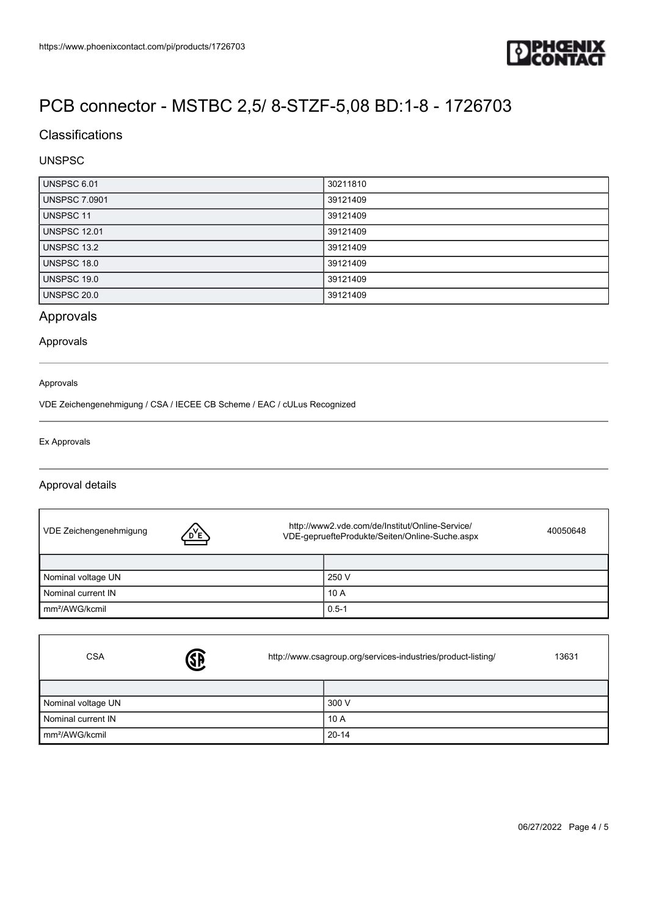# PCB connector - MSTBC 2,5/ 8-STZF-5,08 BD:1-8 - 1726703

## Classifications

### UNSPSC

| | |
|---|---|
| UNSPSC 6.01 | 30211810 |
| UNSPSC 7.0901 | 39121409 |
| UNSPSC 11 | 39121409 |
| UNSPSC 12.01 | 39121409 |
| UNSPSC 13.2 | 39121409 |
| UNSPSC 18.0 | 39121409 |
| UNSPSC 19.0 | 39121409 |
| UNSPSC 20.0 | 39121409 |

## Approvals

### Approvals

Approvals

VDE Zeichengenehmigung / CSA / IECEE CB Scheme / EAC / cULus Recognized

Ex Approvals

### Approval details

| VDE Zeichengenehmigung | http://www2.vde.com/de/Institut/Online-Service/VDE-gepruefteProdukte/Seiten/Online-Suche.aspx 40050648 |
|---|---|
| | |
| Nominal voltage UN | 250 V |
| Nominal current IN | 10 A |
| mm²/AWG/kcmil | 0.5-1 |

| CSA | http://www.csagroup.org/services-industries/product-listing/ 13631 |
|---|---|
| | |
| Nominal voltage UN | 300 V |
| Nominal current IN | 10 A |
| mm²/AWG/kcmil | 20-14 |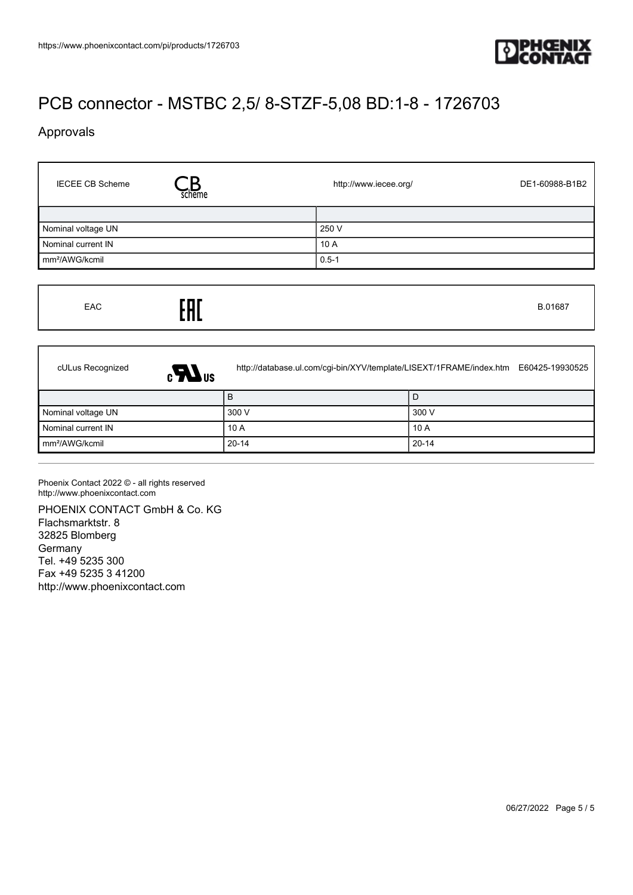# PCB connector - MSTBC 2,5/ 8-STZF-5,08 BD:1-8 - 1726703

## Approvals

| IECEE CB Scheme | http://www.iecee.org/ | DE1-60988-B1B2 |
|---|---|---|
| | | |
| Nominal voltage UN | 250 V | |
| Nominal current IN | 10 A | |
| mm²/AWG/kcmil | 0.5-1 | |

| EAC | B.01687 |
|---|---|

| cULus Recognized | http://database.ul.com/cgi-bin/XYV/template/LISEXT/1FRAME/index.htm | E60425-19930525 |
|---|---|---|
| | B | D |
| Nominal voltage UN | 300 V | 300 V |
| Nominal current IN | 10 A | 10 A |
| mm²/AWG/kcmil | 20-14 | 20-14 |

Phoenix Contact 2022 © - all rights reserved
http://www.phoenixcontact.com

PHOENIX CONTACT GmbH & Co. KG
Flachsmarktstr. 8
32825 Blomberg
Germany
Tel. +49 5235 300
Fax +49 5235 3 41200
http://www.phoenixcontact.com